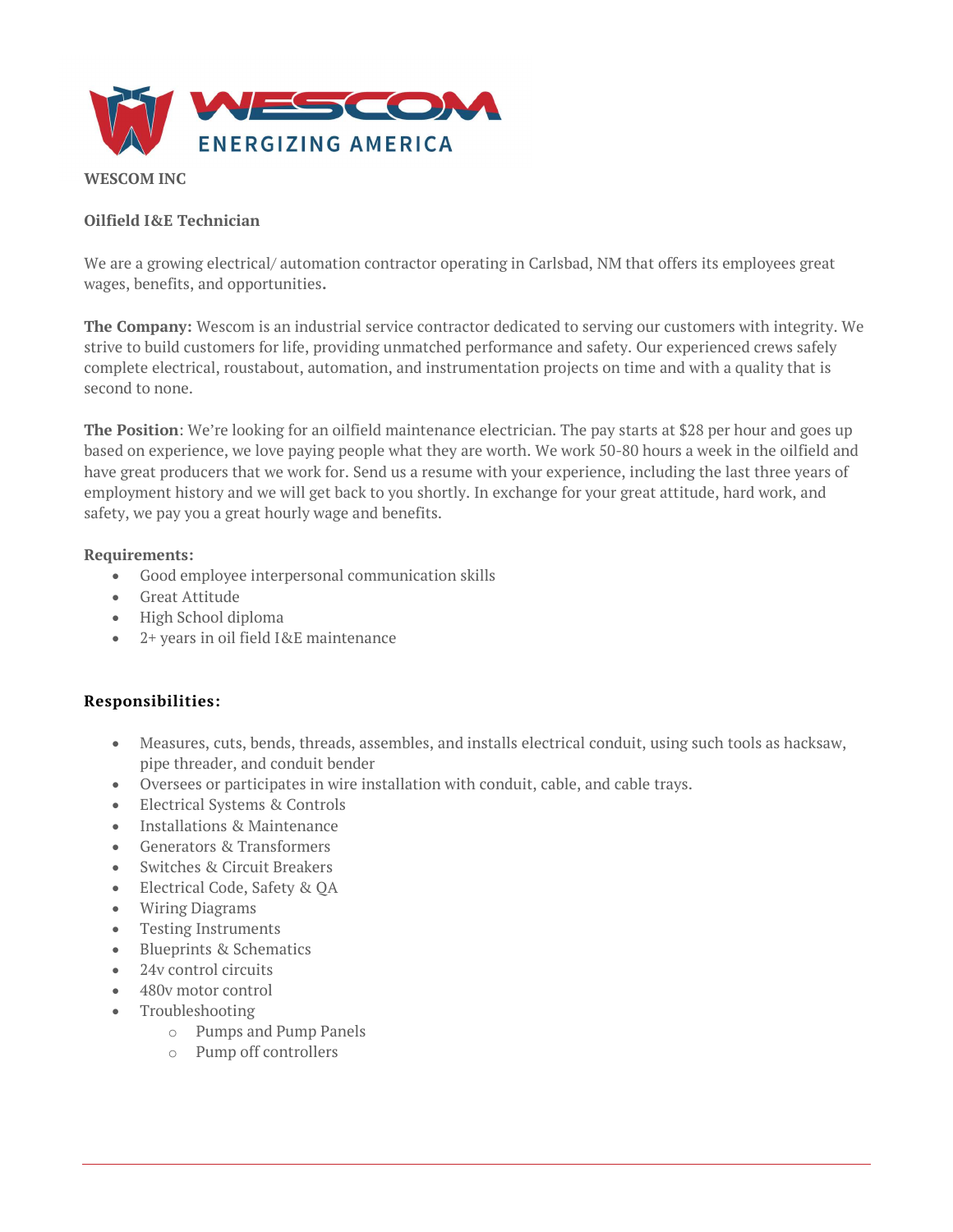WESCOM
ENERGIZING AMERICA

**WESCOM INC**

**Oilfield I&E Technician**

We are a growing electrical/ automation contractor operating in Carlsbad, NM that offers its employees great wages, benefits, and opportunities.

**The Company:** Wescom is an industrial service contractor dedicated to serving our customers with integrity. We strive to build customers for life, providing unmatched performance and safety. Our experienced crews safely complete electrical, roustabout, automation, and instrumentation projects on time and with a quality that is second to none.

**The Position**: We're looking for an oilfield maintenance electrician. The pay starts at $28 per hour and goes up based on experience, we love paying people what they are worth. We work 50-80 hours a week in the oilfield and have great producers that we work for. Send us a resume with your experience, including the last three years of employment history and we will get back to you shortly. In exchange for your great attitude, hard work, and safety, we pay you a great hourly wage and benefits.

**Requirements:**

- Good employee interpersonal communication skills
- Great Attitude
- High School diploma
- 2+ years in oil field I&E maintenance

**Responsibilities:**

- Measures, cuts, bends, threads, assembles, and installs electrical conduit, using such tools as hacksaw, pipe threader, and conduit bender
- Oversees or participates in wire installation with conduit, cable, and cable trays.
- Electrical Systems & Controls
- Installations & Maintenance
- Generators & Transformers
- Switches & Circuit Breakers
- Electrical Code, Safety & QA
- Wiring Diagrams
- Testing Instruments
- Blueprints & Schematics
- 24v control circuits
- 480v motor control
- Troubleshooting
  - Pumps and Pump Panels
  - Pump off controllers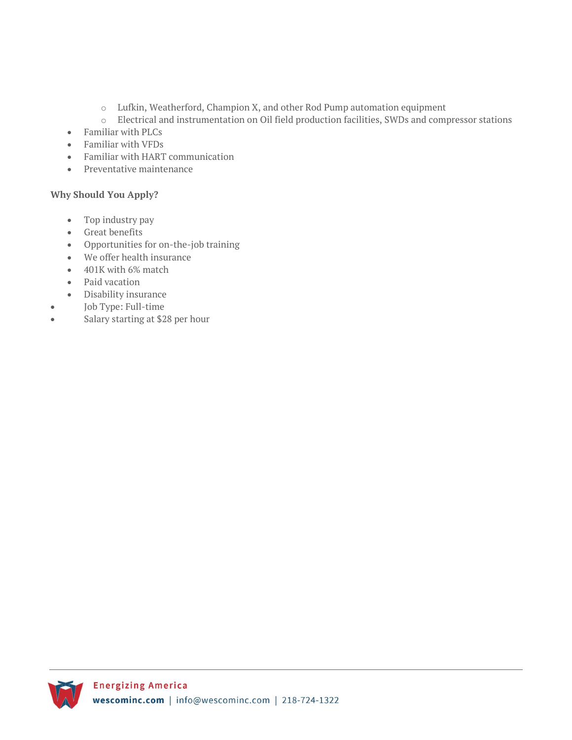- Lufkin, Weatherford, Champion X, and other Rod Pump automation equipment
    - Electrical and instrumentation on Oil field production facilities, SWDs and compressor stations
- Familiar with PLCs
- Familiar with VFDs
- Familiar with HART communication
- Preventative maintenance

**Why Should You Apply?**

- Top industry pay
- Great benefits
- Opportunities for on-the-job training
- We offer health insurance
- 401K with 6% match
- Paid vacation
- Disability insurance
- Job Type: Full-time
- Salary starting at $28 per hour

Energizing America
wescominc.com | info@wescominc.com | 218-724-1322